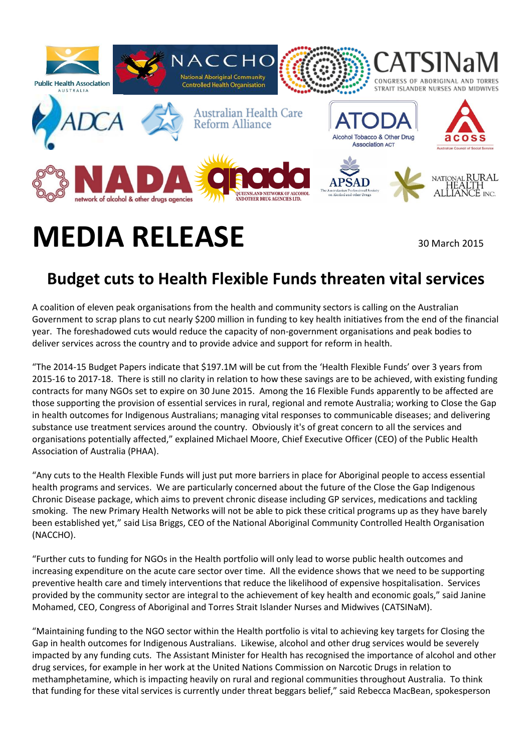# MEDIA RELEASE

30 March 2015

## Budget cuts to Health Flexible Funds threaten vital services

A coalition of eleven peak organisations from the health and community sectors is calling on the Australian Government to scrap plans to cut nearly $200 million in funding to key health initiatives from the end of the financial year. The foreshadowed cuts would reduce the capacity of non-government organisations and peak bodies to deliver services across the country and to provide advice and support for reform in health.

"The 2014-15 Budget Papers indicate that $197.1M will be cut from the 'Health Flexible Funds' over 3 years from 2015-16 to 2017-18. There is still no clarity in relation to how these savings are to be achieved, with existing funding contracts for many NGOs set to expire on 30 June 2015. Among the 16 Flexible Funds apparently to be affected are those supporting the provision of essential services in rural, regional and remote Australia; working to Close the Gap in health outcomes for Indigenous Australians; managing vital responses to communicable diseases; and delivering substance use treatment services around the country. Obviously it's of great concern to all the services and organisations potentially affected," explained Michael Moore, Chief Executive Officer (CEO) of the Public Health Association of Australia (PHAA).

"Any cuts to the Health Flexible Funds will just put more barriers in place for Aboriginal people to access essential health programs and services. We are particularly concerned about the future of the Close the Gap Indigenous Chronic Disease package, which aims to prevent chronic disease including GP services, medications and tackling smoking. The new Primary Health Networks will not be able to pick these critical programs up as they have barely been established yet," said Lisa Briggs, CEO of the National Aboriginal Community Controlled Health Organisation (NACCHO).

"Further cuts to funding for NGOs in the Health portfolio will only lead to worse public health outcomes and increasing expenditure on the acute care sector over time. All the evidence shows that we need to be supporting preventive health care and timely interventions that reduce the likelihood of expensive hospitalisation. Services provided by the community sector are integral to the achievement of key health and economic goals," said Janine Mohamed, CEO, Congress of Aboriginal and Torres Strait Islander Nurses and Midwives (CATSINaM).

"Maintaining funding to the NGO sector within the Health portfolio is vital to achieving key targets for Closing the Gap in health outcomes for Indigenous Australians. Likewise, alcohol and other drug services would be severely impacted by any funding cuts. The Assistant Minister for Health has recognised the importance of alcohol and other drug services, for example in her work at the United Nations Commission on Narcotic Drugs in relation to methamphetamine, which is impacting heavily on rural and regional communities throughout Australia. To think that funding for these vital services is currently under threat beggars belief," said Rebecca MacBean, spokesperson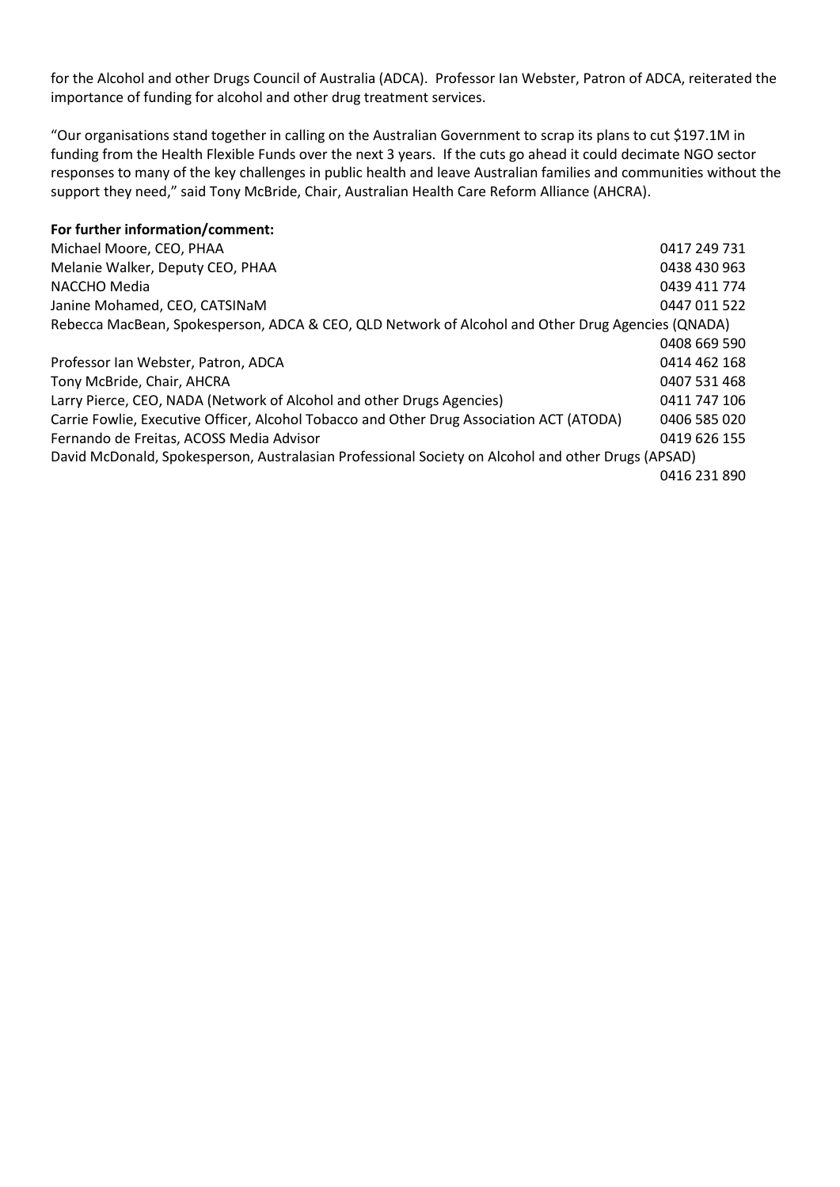for the Alcohol and other Drugs Council of Australia (ADCA). Professor Ian Webster, Patron of ADCA, reiterated the importance of funding for alcohol and other drug treatment services.

"Our organisations stand together in calling on the Australian Government to scrap its plans to cut $197.1M in funding from the Health Flexible Funds over the next 3 years. If the cuts go ahead it could decimate NGO sector responses to many of the key challenges in public health and leave Australian families and communities without the support they need," said Tony McBride, Chair, Australian Health Care Reform Alliance (AHCRA).

**For further information/comment:**

| | |
|---|---|
| Michael Moore, CEO, PHAA | 0417 249 731 |
| Melanie Walker, Deputy CEO, PHAA | 0438 430 963 |
| NACCHO Media | 0439 411 774 |
| Janine Mohamed, CEO, CATSINaM | 0447 011 522 |
| Rebecca MacBean, Spokesperson, ADCA & CEO, QLD Network of Alcohol and Other Drug Agencies (QNADA) | 0408 669 590 |
| Professor Ian Webster, Patron, ADCA | 0414 462 168 |
| Tony McBride, Chair, AHCRA | 0407 531 468 |
| Larry Pierce, CEO, NADA (Network of Alcohol and other Drugs Agencies) | 0411 747 106 |
| Carrie Fowlie, Executive Officer, Alcohol Tobacco and Other Drug Association ACT (ATODA) | 0406 585 020 |
| Fernando de Freitas, ACOSS Media Advisor | 0419 626 155 |
| David McDonald, Spokesperson, Australasian Professional Society on Alcohol and other Drugs (APSAD) | 0416 231 890 |